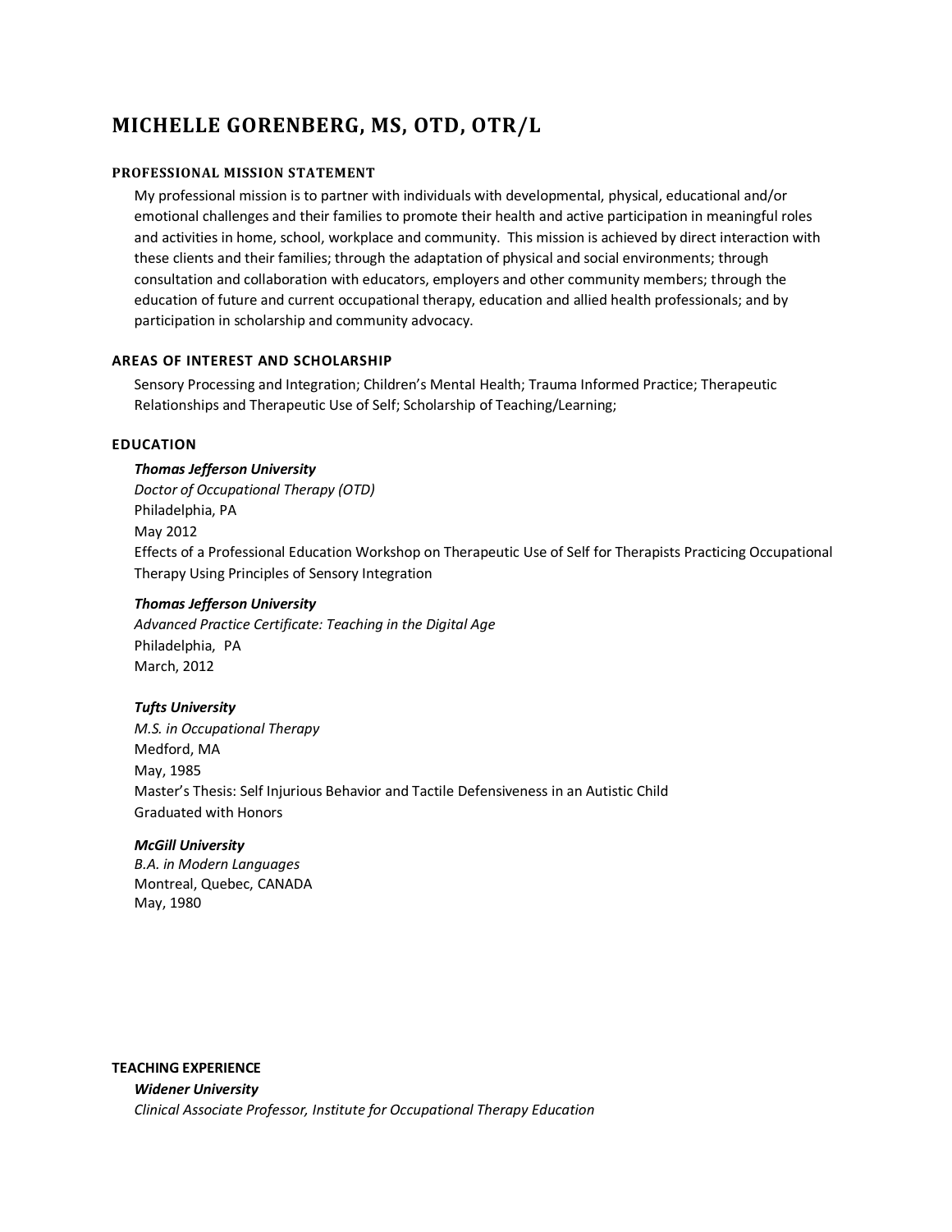# MICHELLE GORENBERG, MS, OTD, OTR/L

#### PROFESSIONAL MISSION STATEMENT

My professional mission is to partner with individuals with developmental, physical, educational and/or emotional challenges and their families to promote their health and active participation in meaningful roles and activities in home, school, workplace and community. This mission is achieved by direct interaction with these clients and their families; through the adaptation of physical and social environments; through consultation and collaboration with educators, employers and other community members; through the education of future and current occupational therapy, education and allied health professionals; and by participation in scholarship and community advocacy.

#### AREAS OF INTEREST AND SCHOLARSHIP

Sensory Processing and Integration; Children's Mental Health; Trauma Informed Practice; Therapeutic Relationships and Therapeutic Use of Self; Scholarship of Teaching/Learning;

#### EDUCATION

***Thomas Jefferson University***
*Doctor of Occupational Therapy (OTD)*
Philadelphia, PA
May 2012
Effects of a Professional Education Workshop on Therapeutic Use of Self for Therapists Practicing Occupational Therapy Using Principles of Sensory Integration

***Thomas Jefferson University***
*Advanced Practice Certificate: Teaching in the Digital Age*
Philadelphia, PA
March, 2012

***Tufts University***
*M.S. in Occupational Therapy*
Medford, MA
May, 1985
Master's Thesis: Self Injurious Behavior and Tactile Defensiveness in an Autistic Child
Graduated with Honors

***McGill University***
*B.A. in Modern Languages*
Montreal, Quebec, CANADA
May, 1980

#### TEACHING EXPERIENCE

***Widener University***
*Clinical Associate Professor, Institute for Occupational Therapy Education*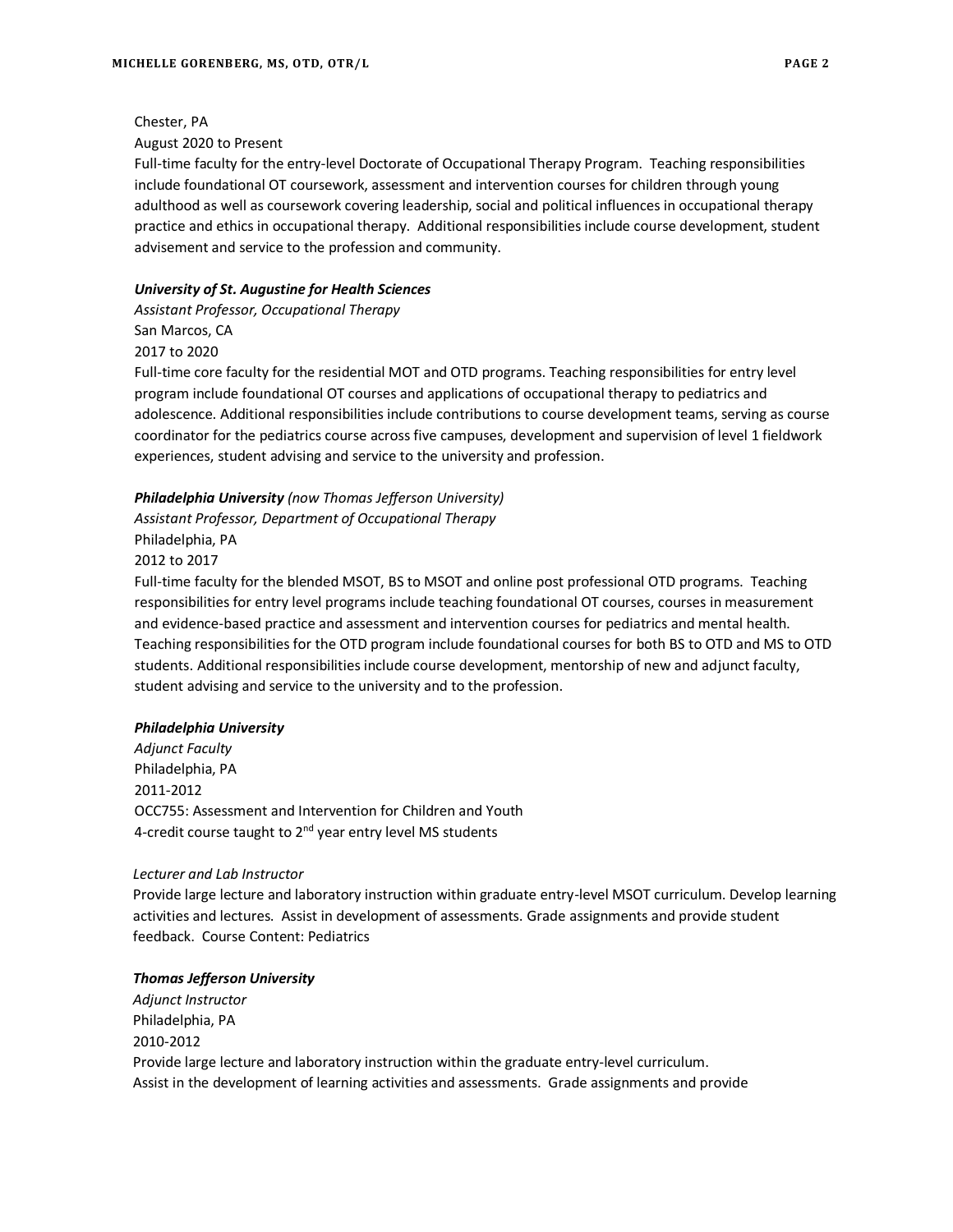Chester, PA
August 2020 to Present
Full-time faculty for the entry-level Doctorate of Occupational Therapy Program. Teaching responsibilities include foundational OT coursework, assessment and intervention courses for children through young adulthood as well as coursework covering leadership, social and political influences in occupational therapy practice and ethics in occupational therapy. Additional responsibilities include course development, student advisement and service to the profession and community.

***University of St. Augustine for Health Sciences***
*Assistant Professor, Occupational Therapy*
San Marcos, CA
2017 to 2020
Full-time core faculty for the residential MOT and OTD programs. Teaching responsibilities for entry level program include foundational OT courses and applications of occupational therapy to pediatrics and adolescence. Additional responsibilities include contributions to course development teams, serving as course coordinator for the pediatrics course across five campuses, development and supervision of level 1 fieldwork experiences, student advising and service to the university and profession.

***Philadelphia University*** *(now Thomas Jefferson University)*
*Assistant Professor, Department of Occupational Therapy*
Philadelphia, PA
2012 to 2017
Full-time faculty for the blended MSOT, BS to MSOT and online post professional OTD programs. Teaching responsibilities for entry level programs include teaching foundational OT courses, courses in measurement and evidence-based practice and assessment and intervention courses for pediatrics and mental health. Teaching responsibilities for the OTD program include foundational courses for both BS to OTD and MS to OTD students. Additional responsibilities include course development, mentorship of new and adjunct faculty, student advising and service to the university and to the profession.

***Philadelphia University***
*Adjunct Faculty*
Philadelphia, PA
2011-2012
OCC755: Assessment and Intervention for Children and Youth
4-credit course taught to 2nd year entry level MS students

*Lecturer and Lab Instructor*
Provide large lecture and laboratory instruction within graduate entry-level MSOT curriculum. Develop learning activities and lectures. Assist in development of assessments. Grade assignments and provide student feedback. Course Content: Pediatrics

***Thomas Jefferson University***
*Adjunct Instructor*
Philadelphia, PA
2010-2012
Provide large lecture and laboratory instruction within the graduate entry-level curriculum.
Assist in the development of learning activities and assessments. Grade assignments and provide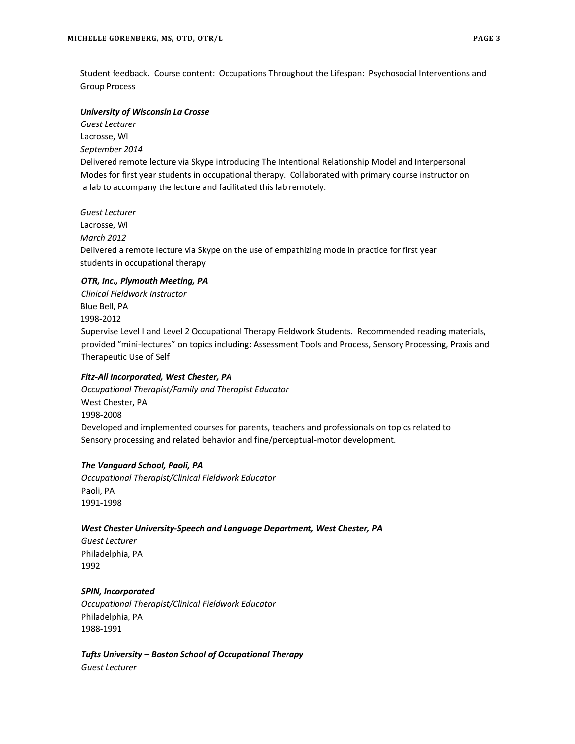Student feedback. Course content: Occupations Throughout the Lifespan: Psychosocial Interventions and Group Process

***University of Wisconsin La Crosse***
*Guest Lecturer*
Lacrosse, WI
*September 2014*
Delivered remote lecture via Skype introducing The Intentional Relationship Model and Interpersonal Modes for first year students in occupational therapy. Collaborated with primary course instructor on a lab to accompany the lecture and facilitated this lab remotely.

*Guest Lecturer*
Lacrosse, WI
*March 2012*
Delivered a remote lecture via Skype on the use of empathizing mode in practice for first year students in occupational therapy

***OTR, Inc., Plymouth Meeting, PA***
*Clinical Fieldwork Instructor*
Blue Bell, PA
1998-2012
Supervise Level I and Level 2 Occupational Therapy Fieldwork Students. Recommended reading materials, provided "mini-lectures" on topics including: Assessment Tools and Process, Sensory Processing, Praxis and Therapeutic Use of Self

***Fitz-All Incorporated, West Chester, PA***
*Occupational Therapist/Family and Therapist Educator*
West Chester, PA
1998-2008
Developed and implemented courses for parents, teachers and professionals on topics related to Sensory processing and related behavior and fine/perceptual-motor development.

***The Vanguard School, Paoli, PA***
*Occupational Therapist/Clinical Fieldwork Educator*
Paoli, PA
1991-1998

***West Chester University-Speech and Language Department, West Chester, PA***
*Guest Lecturer*
Philadelphia, PA
1992

***SPIN, Incorporated***
*Occupational Therapist/Clinical Fieldwork Educator*
Philadelphia, PA
1988-1991

***Tufts University – Boston School of Occupational Therapy***
*Guest Lecturer*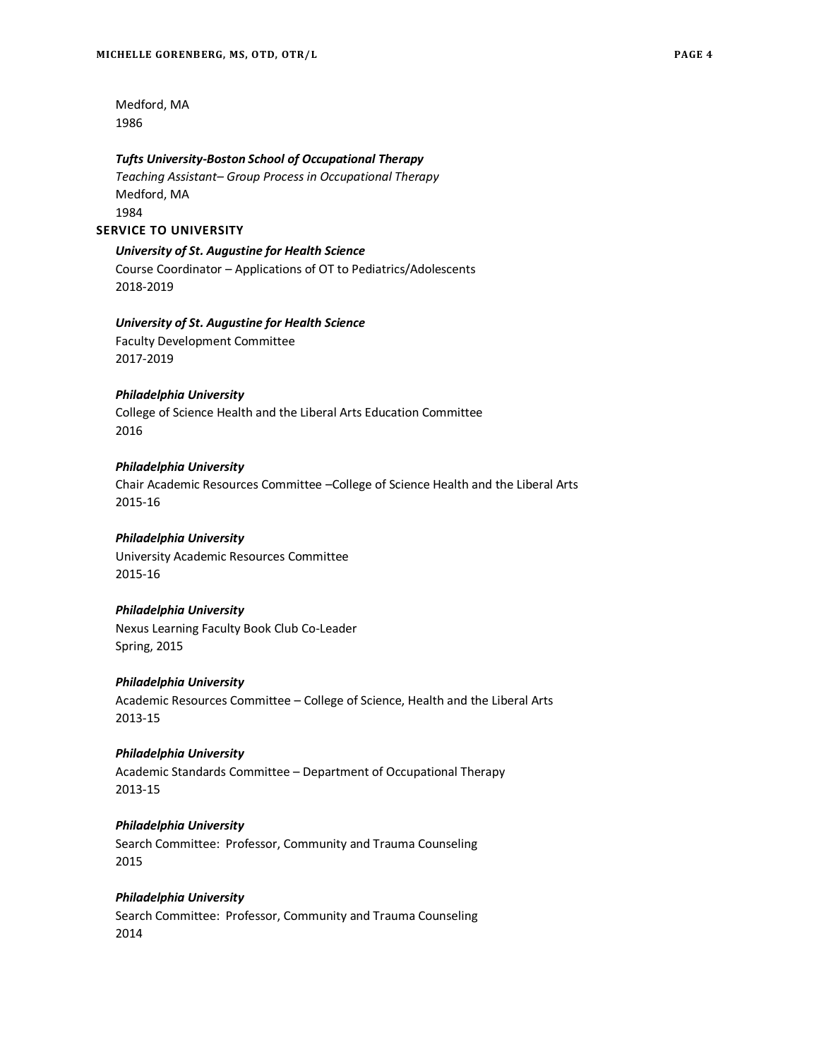Medford, MA
1986

***Tufts University-Boston School of Occupational Therapy***
*Teaching Assistant– Group Process in Occupational Therapy*
Medford, MA
1984

## SERVICE TO UNIVERSITY

***University of St. Augustine for Health Science***
Course Coordinator – Applications of OT to Pediatrics/Adolescents
2018-2019

***University of St. Augustine for Health Science***
Faculty Development Committee
2017-2019

***Philadelphia University***
College of Science Health and the Liberal Arts Education Committee
2016

***Philadelphia University***
Chair Academic Resources Committee –College of Science Health and the Liberal Arts
2015-16

***Philadelphia University***
University Academic Resources Committee
2015-16

***Philadelphia University***
Nexus Learning Faculty Book Club Co-Leader
Spring, 2015

***Philadelphia University***
Academic Resources Committee – College of Science, Health and the Liberal Arts
2013-15

***Philadelphia University***
Academic Standards Committee – Department of Occupational Therapy
2013-15

***Philadelphia University***
Search Committee: Professor, Community and Trauma Counseling
2015

***Philadelphia University***
Search Committee: Professor, Community and Trauma Counseling
2014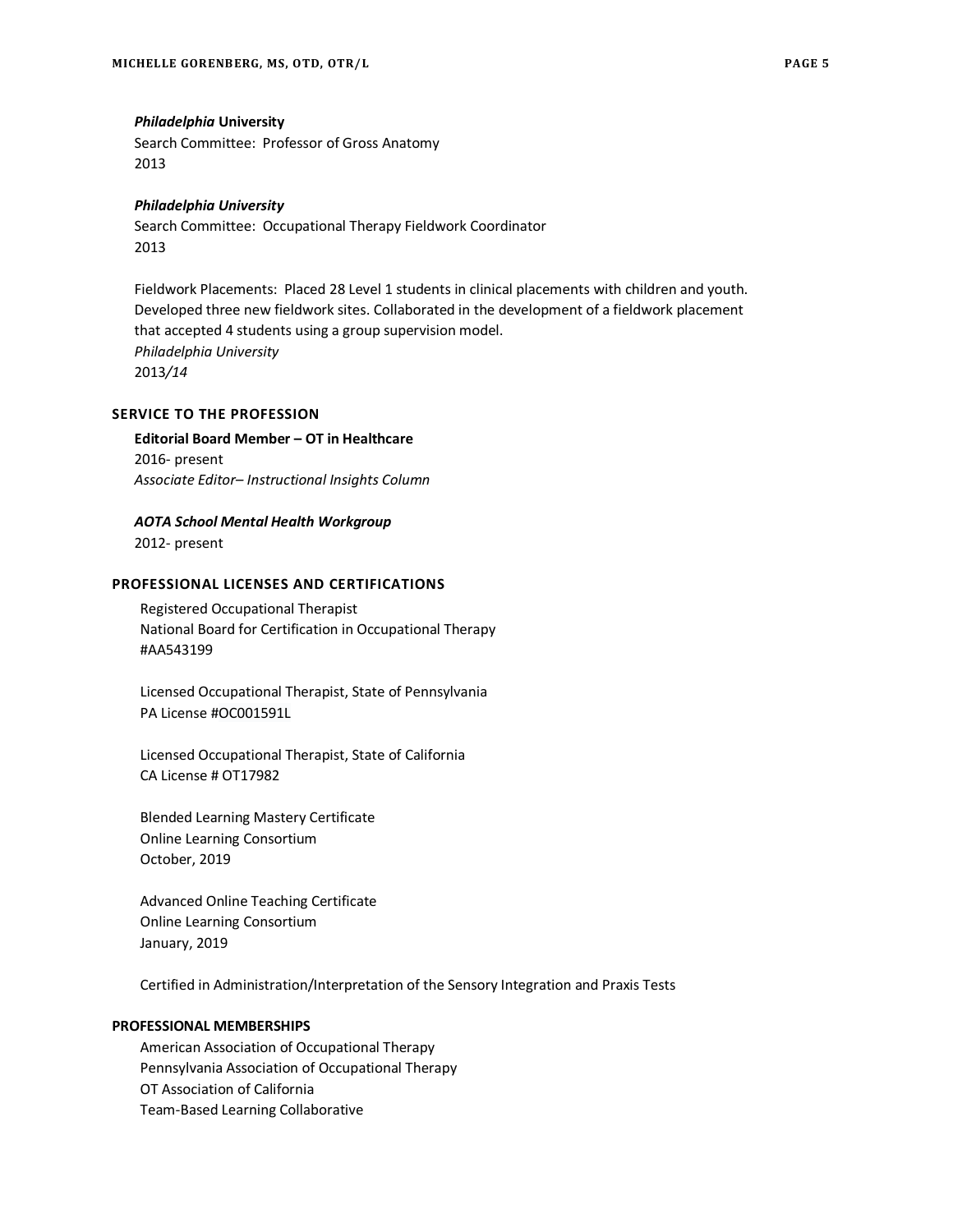***Philadelphia* University**
Search Committee: Professor of Gross Anatomy
2013

***Philadelphia University***
Search Committee: Occupational Therapy Fieldwork Coordinator
2013

Fieldwork Placements: Placed 28 Level 1 students in clinical placements with children and youth. Developed three new fieldwork sites. Collaborated in the development of a fieldwork placement that accepted 4 students using a group supervision model.
*Philadelphia University*
2013*/14*

## SERVICE TO THE PROFESSION

**Editorial Board Member – OT in Healthcare**
2016- present
*Associate Editor– Instructional Insights Column*

***AOTA School Mental Health Workgroup***
2012- present

## PROFESSIONAL LICENSES AND CERTIFICATIONS

Registered Occupational Therapist
National Board for Certification in Occupational Therapy
#AA543199

Licensed Occupational Therapist, State of Pennsylvania
PA License #OC001591L

Licensed Occupational Therapist, State of California
CA License # OT17982

Blended Learning Mastery Certificate
Online Learning Consortium
October, 2019

Advanced Online Teaching Certificate
Online Learning Consortium
January, 2019

Certified in Administration/Interpretation of the Sensory Integration and Praxis Tests

## PROFESSIONAL MEMBERSHIPS

American Association of Occupational Therapy
Pennsylvania Association of Occupational Therapy
OT Association of California
Team-Based Learning Collaborative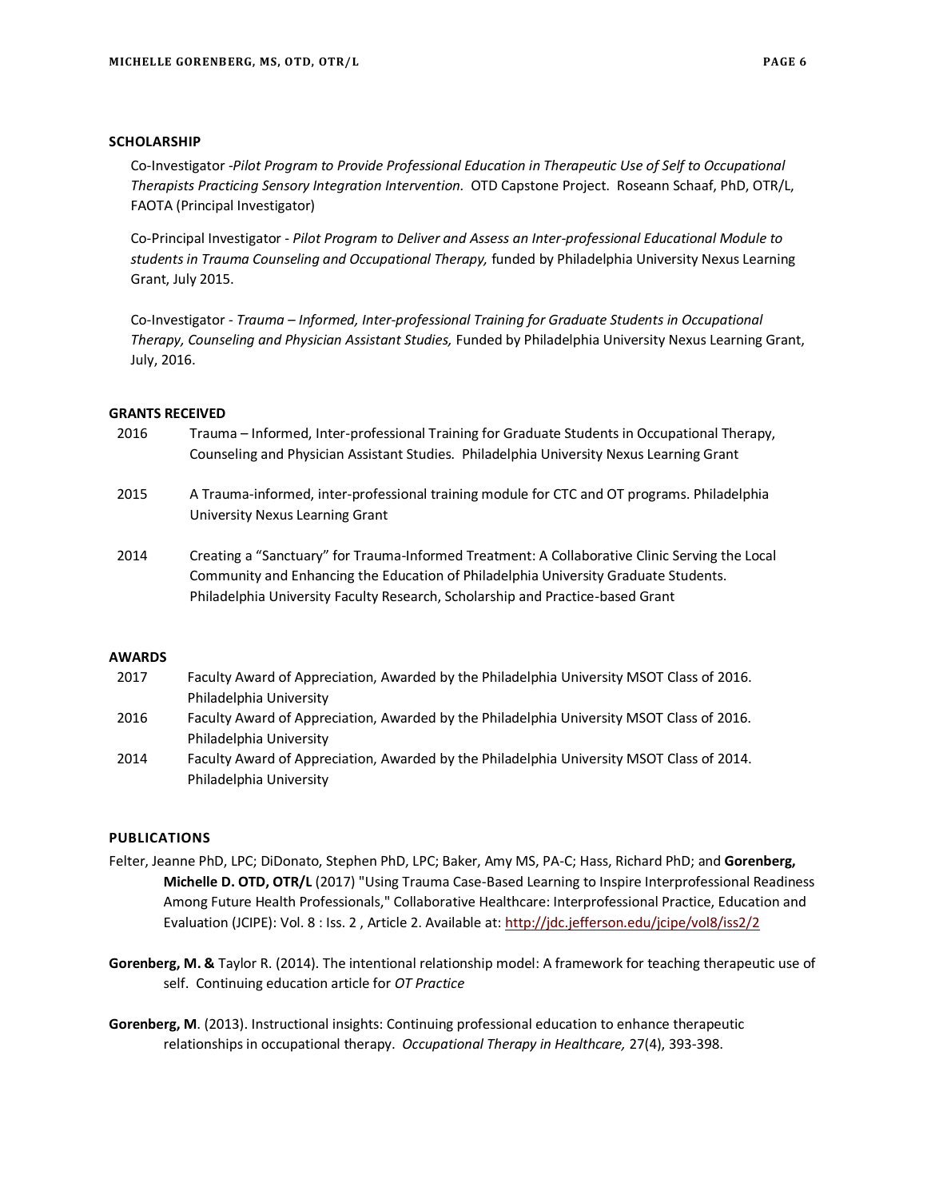## SCHOLARSHIP

Co-Investigator -*Pilot Program to Provide Professional Education in Therapeutic Use of Self to Occupational Therapists Practicing Sensory Integration Intervention.* OTD Capstone Project. Roseann Schaaf, PhD, OTR/L, FAOTA (Principal Investigator)

Co-Principal Investigator - *Pilot Program to Deliver and Assess an Inter-professional Educational Module to students in Trauma Counseling and Occupational Therapy,* funded by Philadelphia University Nexus Learning Grant, July 2015.

Co-Investigator - *Trauma – Informed, Inter-professional Training for Graduate Students in Occupational Therapy, Counseling and Physician Assistant Studies,* Funded by Philadelphia University Nexus Learning Grant, July, 2016.

## GRANTS RECEIVED

2016 Trauma – Informed, Inter-professional Training for Graduate Students in Occupational Therapy, Counseling and Physician Assistant Studies. Philadelphia University Nexus Learning Grant

2015 A Trauma-informed, inter-professional training module for CTC and OT programs. Philadelphia University Nexus Learning Grant

2014 Creating a "Sanctuary" for Trauma-Informed Treatment: A Collaborative Clinic Serving the Local Community and Enhancing the Education of Philadelphia University Graduate Students. Philadelphia University Faculty Research, Scholarship and Practice-based Grant

## AWARDS

2017 Faculty Award of Appreciation, Awarded by the Philadelphia University MSOT Class of 2016. Philadelphia University

2016 Faculty Award of Appreciation, Awarded by the Philadelphia University MSOT Class of 2016. Philadelphia University

2014 Faculty Award of Appreciation, Awarded by the Philadelphia University MSOT Class of 2014. Philadelphia University

## PUBLICATIONS

Felter, Jeanne PhD, LPC; DiDonato, Stephen PhD, LPC; Baker, Amy MS, PA-C; Hass, Richard PhD; and **Gorenberg, Michelle D. OTD, OTR/L** (2017) "Using Trauma Case-Based Learning to Inspire Interprofessional Readiness Among Future Health Professionals," Collaborative Healthcare: Interprofessional Practice, Education and Evaluation (JCIPE): Vol. 8 : Iss. 2 , Article 2. Available at: http://jdc.jefferson.edu/jcipe/vol8/iss2/2

**Gorenberg, M. &** Taylor R. (2014). The intentional relationship model: A framework for teaching therapeutic use of self. Continuing education article for *OT Practice*

**Gorenberg, M**. (2013). Instructional insights: Continuing professional education to enhance therapeutic relationships in occupational therapy. *Occupational Therapy in Healthcare,* 27(4), 393-398.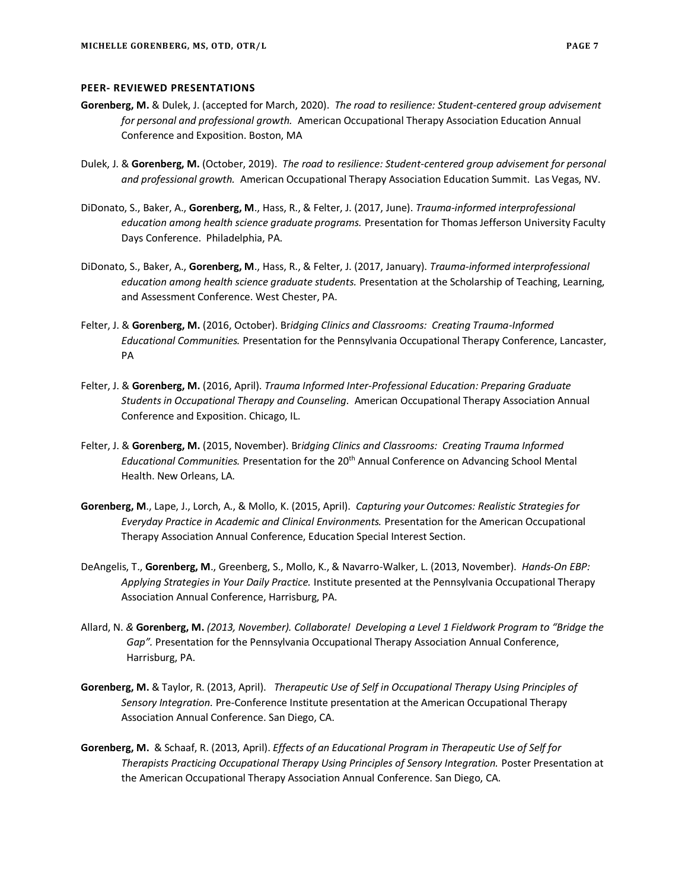### PEER- REVIEWED PRESENTATIONS

**Gorenberg, M.** & Dulek, J. (accepted for March, 2020). *The road to resilience: Student-centered group advisement for personal and professional growth.* American Occupational Therapy Association Education Annual Conference and Exposition. Boston, MA

Dulek, J. & **Gorenberg, M.** (October, 2019). *The road to resilience: Student-centered group advisement for personal and professional growth.* American Occupational Therapy Association Education Summit. Las Vegas, NV.

DiDonato, S., Baker, A., **Gorenberg, M**., Hass, R., & Felter, J. (2017, June). *Trauma-informed interprofessional education among health science graduate programs.* Presentation for Thomas Jefferson University Faculty Days Conference. Philadelphia, PA.

DiDonato, S., Baker, A., **Gorenberg, M**., Hass, R., & Felter, J. (2017, January). *Trauma-informed interprofessional education among health science graduate students.* Presentation at the Scholarship of Teaching, Learning, and Assessment Conference. West Chester, PA.

Felter, J. & **Gorenberg, M.** (2016, October). Br*idging Clinics and Classrooms: Creating Trauma-Informed Educational Communities.* Presentation for the Pennsylvania Occupational Therapy Conference, Lancaster, PA

Felter, J. & **Gorenberg, M.** (2016, April). *Trauma Informed Inter-Professional Education: Preparing Graduate Students in Occupational Therapy and Counseling.* American Occupational Therapy Association Annual Conference and Exposition. Chicago, IL.

Felter, J. & **Gorenberg, M.** (2015, November). Br*idging Clinics and Classrooms: Creating Trauma Informed Educational Communities.* Presentation for the 20th Annual Conference on Advancing School Mental Health. New Orleans, LA.

**Gorenberg, M**., Lape, J., Lorch, A., & Mollo, K. (2015, April). *Capturing your Outcomes: Realistic Strategies for Everyday Practice in Academic and Clinical Environments.* Presentation for the American Occupational Therapy Association Annual Conference, Education Special Interest Section.

DeAngelis, T., **Gorenberg, M**., Greenberg, S., Mollo, K., & Navarro-Walker, L. (2013, November). *Hands-On EBP: Applying Strategies in Your Daily Practice.* Institute presented at the Pennsylvania Occupational Therapy Association Annual Conference, Harrisburg, PA.

Allard, N. *&* **Gorenberg, M.** *(2013, November). Collaborate! Developing a Level 1 Fieldwork Program to "Bridge the Gap".* Presentation for the Pennsylvania Occupational Therapy Association Annual Conference, Harrisburg, PA.

**Gorenberg, M.** & Taylor, R. (2013, April). *Therapeutic Use of Self in Occupational Therapy Using Principles of Sensory Integration.* Pre-Conference Institute presentation at the American Occupational Therapy Association Annual Conference. San Diego, CA.

**Gorenberg, M.** & Schaaf, R. (2013, April). *Effects of an Educational Program in Therapeutic Use of Self for Therapists Practicing Occupational Therapy Using Principles of Sensory Integration.* Poster Presentation at the American Occupational Therapy Association Annual Conference. San Diego, CA.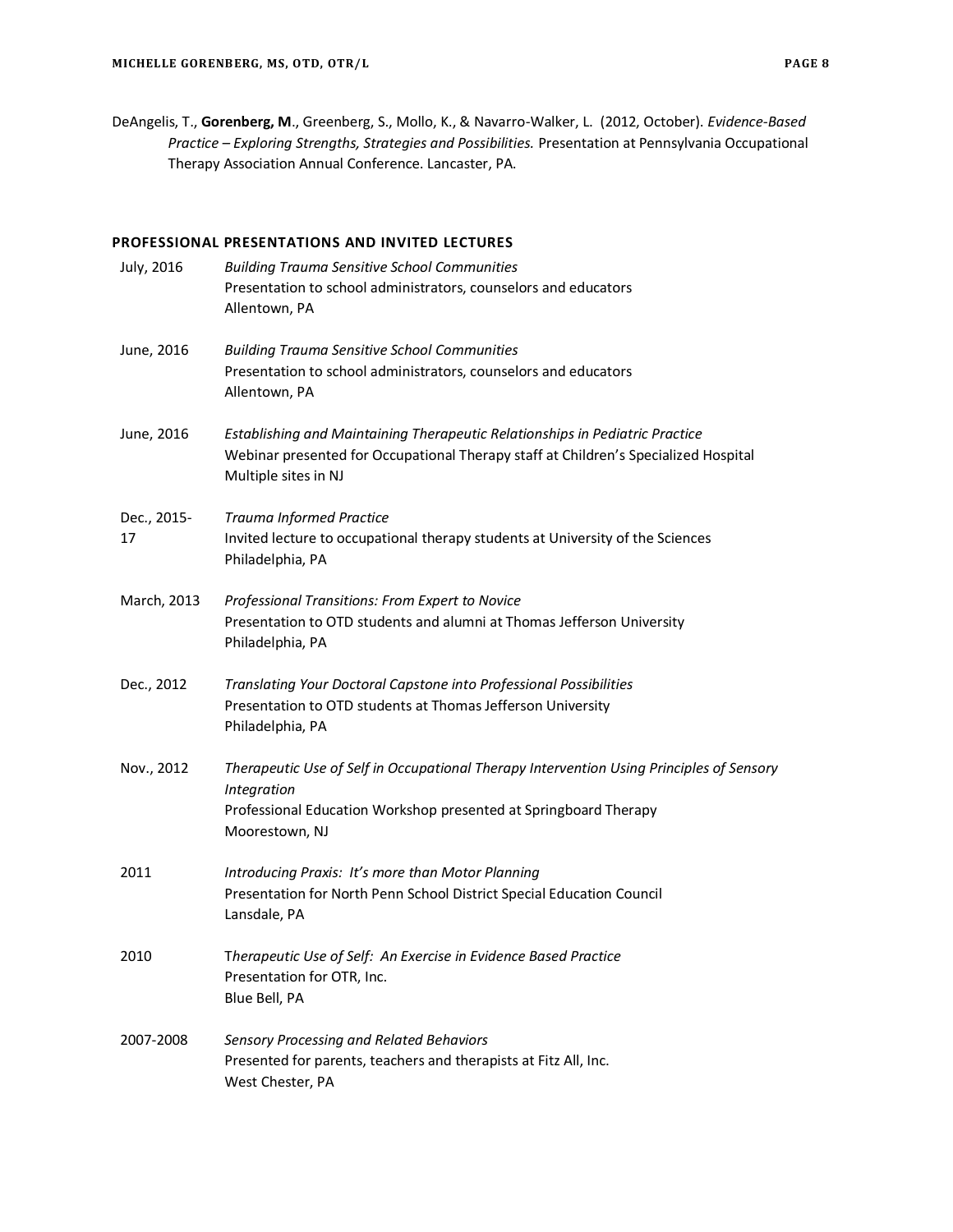DeAngelis, T., **Gorenberg, M**., Greenberg, S., Mollo, K., & Navarro-Walker, L. (2012, October). *Evidence-Based Practice – Exploring Strengths, Strategies and Possibilities.* Presentation at Pennsylvania Occupational Therapy Association Annual Conference. Lancaster, PA.

## PROFESSIONAL PRESENTATIONS AND INVITED LECTURES

July, 2016
*Building Trauma Sensitive School Communities*
Presentation to school administrators, counselors and educators
Allentown, PA

June, 2016
*Building Trauma Sensitive School Communities*
Presentation to school administrators, counselors and educators
Allentown, PA

June, 2016
*Establishing and Maintaining Therapeutic Relationships in Pediatric Practice*
Webinar presented for Occupational Therapy staff at Children's Specialized Hospital
Multiple sites in NJ

Dec., 2015-17
*Trauma Informed Practice*
Invited lecture to occupational therapy students at University of the Sciences
Philadelphia, PA

March, 2013
*Professional Transitions: From Expert to Novice*
Presentation to OTD students and alumni at Thomas Jefferson University
Philadelphia, PA

Dec., 2012
*Translating Your Doctoral Capstone into Professional Possibilities*
Presentation to OTD students at Thomas Jefferson University
Philadelphia, PA

Nov., 2012
*Therapeutic Use of Self in Occupational Therapy Intervention Using Principles of Sensory Integration*
Professional Education Workshop presented at Springboard Therapy
Moorestown, NJ

2011
*Introducing Praxis: It's more than Motor Planning*
Presentation for North Penn School District Special Education Council
Lansdale, PA

2010
*Therapeutic Use of Self: An Exercise in Evidence Based Practice*
Presentation for OTR, Inc.
Blue Bell, PA

2007-2008
*Sensory Processing and Related Behaviors*
Presented for parents, teachers and therapists at Fitz All, Inc.
West Chester, PA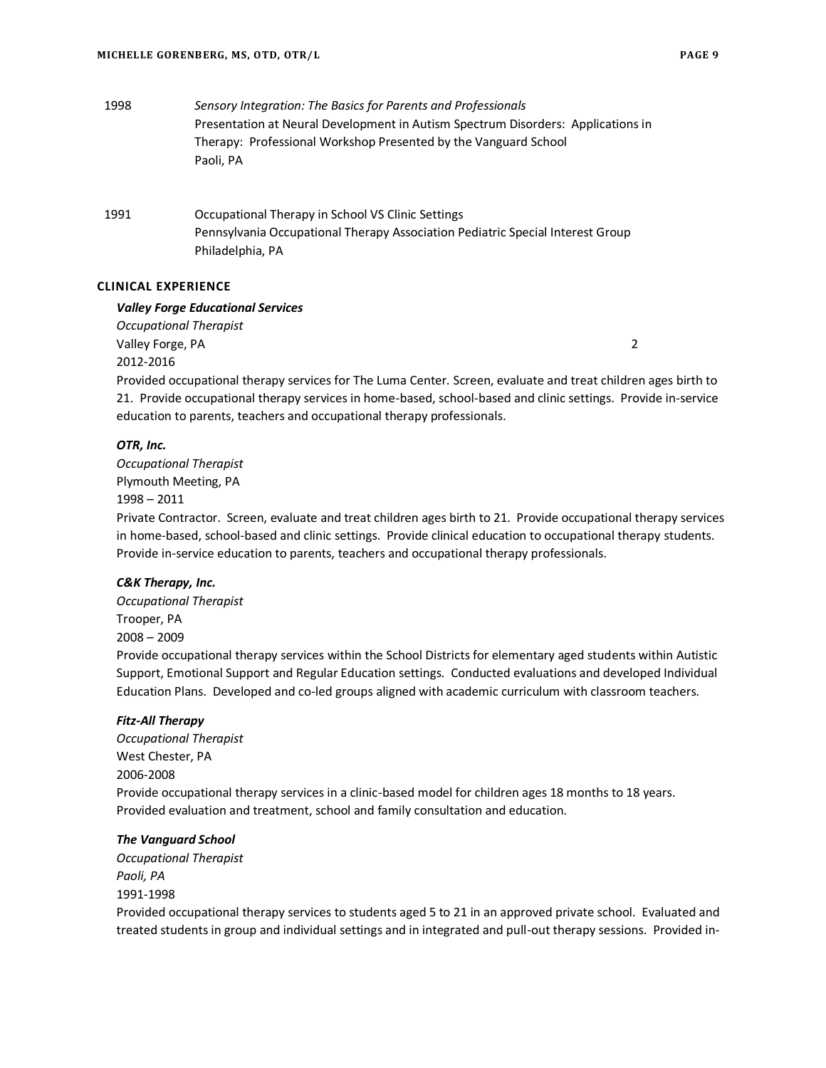1998 *Sensory Integration: The Basics for Parents and Professionals*
Presentation at Neural Development in Autism Spectrum Disorders: Applications in Therapy: Professional Workshop Presented by the Vanguard School
Paoli, PA

1991 Occupational Therapy in School VS Clinic Settings
Pennsylvania Occupational Therapy Association Pediatric Special Interest Group
Philadelphia, PA

## CLINICAL EXPERIENCE

***Valley Forge Educational Services***
*Occupational Therapist*
Valley Forge, PA 2
2012-2016
Provided occupational therapy services for The Luma Center. Screen, evaluate and treat children ages birth to 21. Provide occupational therapy services in home-based, school-based and clinic settings. Provide in-service education to parents, teachers and occupational therapy professionals.

***OTR, Inc.***
*Occupational Therapist*
Plymouth Meeting, PA
1998 – 2011
Private Contractor. Screen, evaluate and treat children ages birth to 21. Provide occupational therapy services in home-based, school-based and clinic settings. Provide clinical education to occupational therapy students. Provide in-service education to parents, teachers and occupational therapy professionals.

***C&K Therapy, Inc.***
*Occupational Therapist*
Trooper, PA
2008 – 2009
Provide occupational therapy services within the School Districts for elementary aged students within Autistic Support, Emotional Support and Regular Education settings. Conducted evaluations and developed Individual Education Plans. Developed and co-led groups aligned with academic curriculum with classroom teachers.

***Fitz-All Therapy***
*Occupational Therapist*
West Chester, PA
2006-2008
Provide occupational therapy services in a clinic-based model for children ages 18 months to 18 years. Provided evaluation and treatment, school and family consultation and education.

***The Vanguard School***
*Occupational Therapist*
*Paoli, PA*
1991-1998
Provided occupational therapy services to students aged 5 to 21 in an approved private school. Evaluated and treated students in group and individual settings and in integrated and pull-out therapy sessions. Provided in-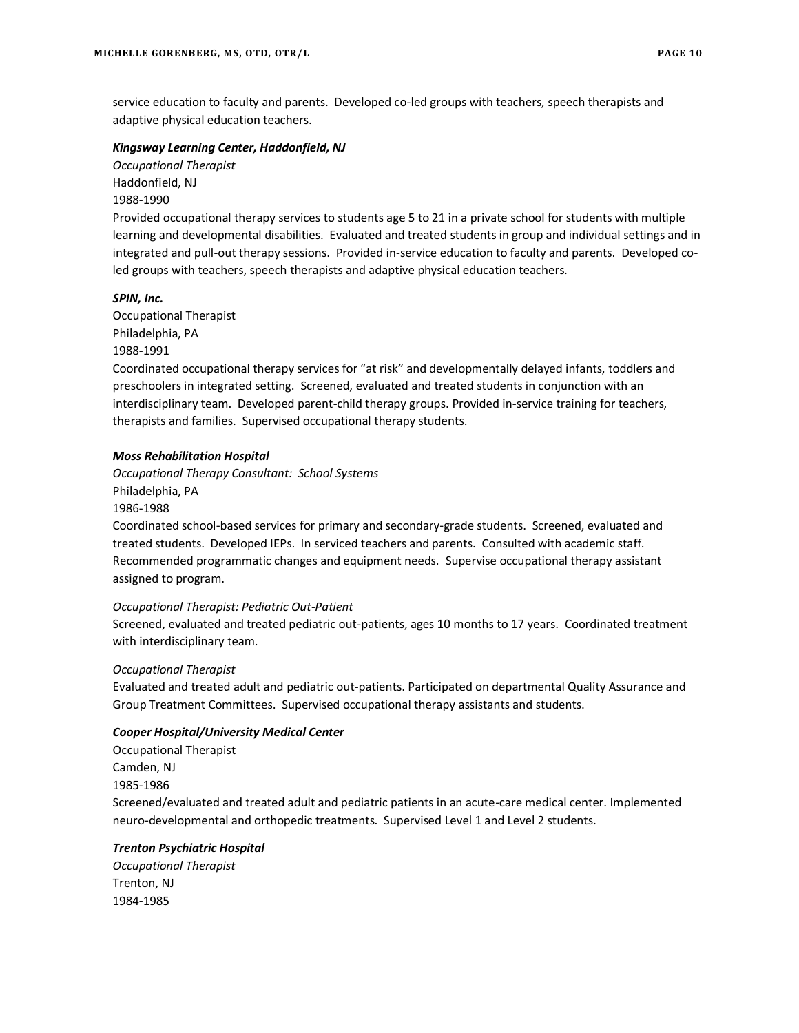service education to faculty and parents. Developed co-led groups with teachers, speech therapists and adaptive physical education teachers.

***Kingsway Learning Center, Haddonfield, NJ***

*Occupational Therapist*

Haddonfield, NJ

1988-1990

Provided occupational therapy services to students age 5 to 21 in a private school for students with multiple learning and developmental disabilities. Evaluated and treated students in group and individual settings and in integrated and pull-out therapy sessions. Provided in-service education to faculty and parents. Developed co-led groups with teachers, speech therapists and adaptive physical education teachers.

***SPIN, Inc.***

Occupational Therapist

Philadelphia, PA

1988-1991

Coordinated occupational therapy services for "at risk" and developmentally delayed infants, toddlers and preschoolers in integrated setting. Screened, evaluated and treated students in conjunction with an interdisciplinary team. Developed parent-child therapy groups. Provided in-service training for teachers, therapists and families. Supervised occupational therapy students.

***Moss Rehabilitation Hospital***

*Occupational Therapy Consultant: School Systems*

Philadelphia, PA

1986-1988

Coordinated school-based services for primary and secondary-grade students. Screened, evaluated and treated students. Developed IEPs. In serviced teachers and parents. Consulted with academic staff. Recommended programmatic changes and equipment needs. Supervise occupational therapy assistant assigned to program.

*Occupational Therapist: Pediatric Out-Patient*

Screened, evaluated and treated pediatric out-patients, ages 10 months to 17 years. Coordinated treatment with interdisciplinary team.

*Occupational Therapist*

Evaluated and treated adult and pediatric out-patients. Participated on departmental Quality Assurance and Group Treatment Committees. Supervised occupational therapy assistants and students.

***Cooper Hospital/University Medical Center***

Occupational Therapist

Camden, NJ

1985-1986

Screened/evaluated and treated adult and pediatric patients in an acute-care medical center. Implemented neuro-developmental and orthopedic treatments. Supervised Level 1 and Level 2 students.

***Trenton Psychiatric Hospital***

*Occupational Therapist*

Trenton, NJ

1984-1985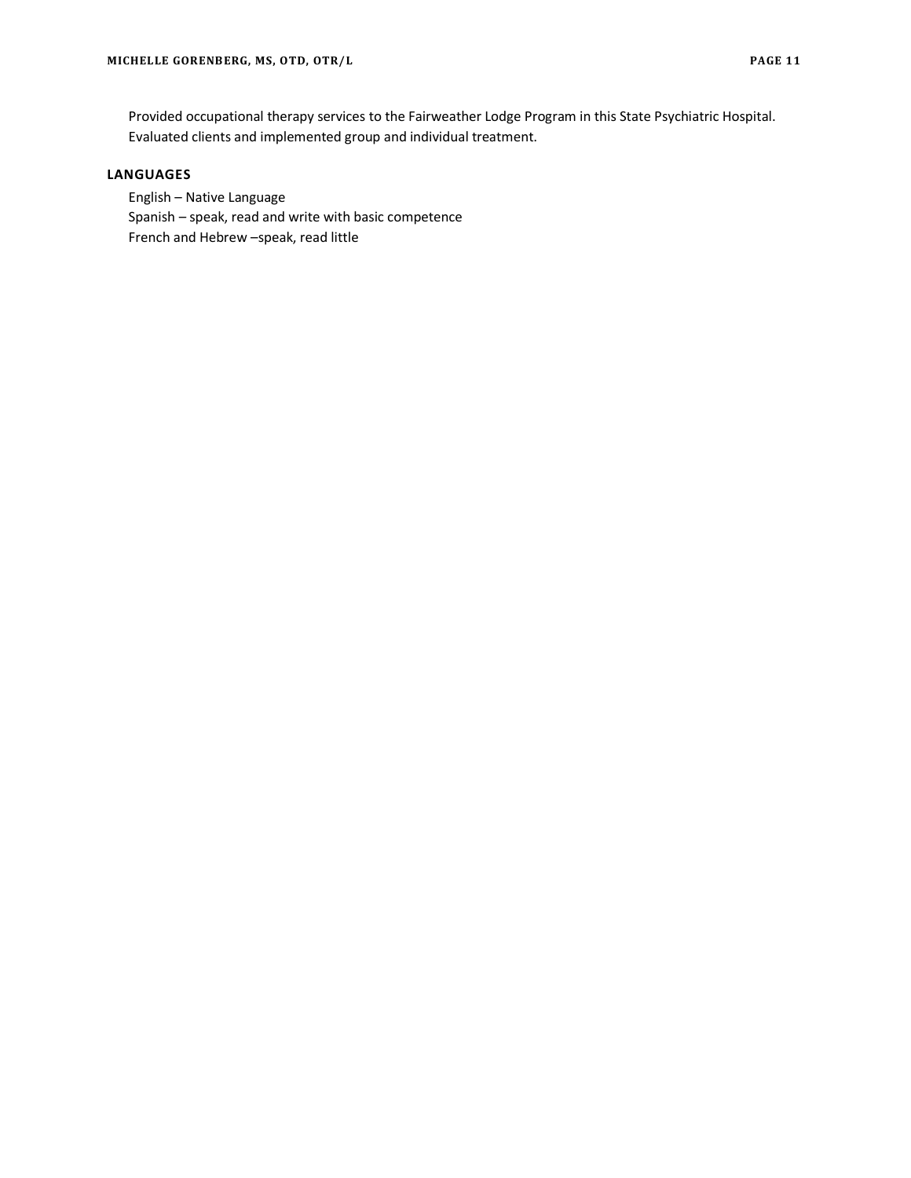Provided occupational therapy services to the Fairweather Lodge Program in this State Psychiatric Hospital. Evaluated clients and implemented group and individual treatment.

## LANGUAGES

English – Native Language
Spanish – speak, read and write with basic competence
French and Hebrew –speak, read little